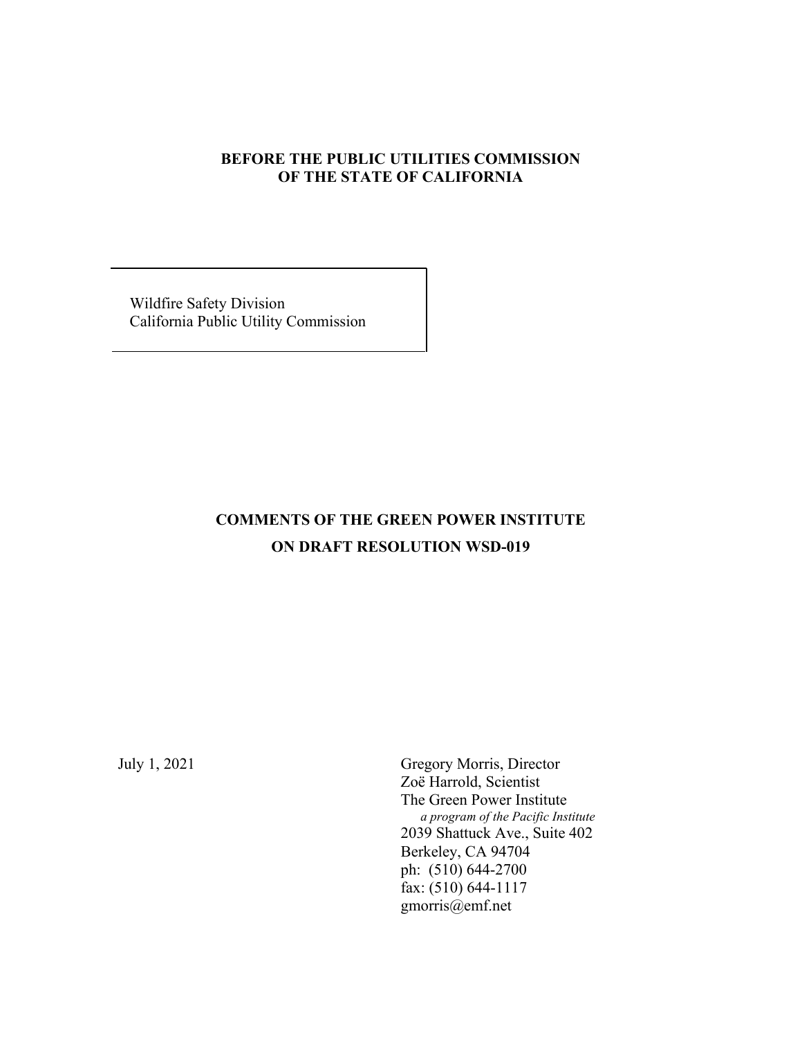**BEFORE THE PUBLIC UTILITIES COMMISSION OF THE STATE OF CALIFORNIA**

Wildfire Safety Division
California Public Utility Commission

**COMMENTS OF THE GREEN POWER INSTITUTE ON DRAFT RESOLUTION WSD-019**

July 1, 2021

Gregory Morris, Director
Zoë Harrold, Scientist
The Green Power Institute
*a program of the Pacific Institute*
2039 Shattuck Ave., Suite 402
Berkeley, CA 94704
ph: (510) 644-2700
fax: (510) 644-1117
gmorris@emf.net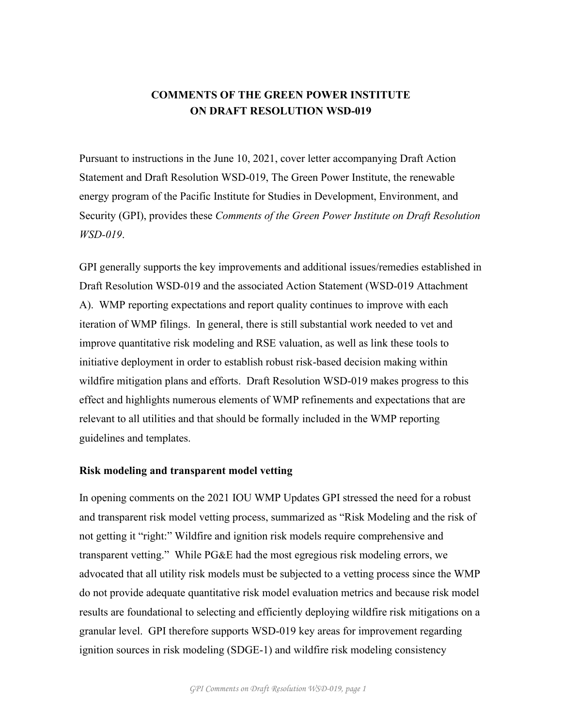**COMMENTS OF THE GREEN POWER INSTITUTE ON DRAFT RESOLUTION WSD-019**

Pursuant to instructions in the June 10, 2021, cover letter accompanying Draft Action Statement and Draft Resolution WSD-019, The Green Power Institute, the renewable energy program of the Pacific Institute for Studies in Development, Environment, and Security (GPI), provides these *Comments of the Green Power Institute on Draft Resolution WSD-019*.

GPI generally supports the key improvements and additional issues/remedies established in Draft Resolution WSD-019 and the associated Action Statement (WSD-019 Attachment A). WMP reporting expectations and report quality continues to improve with each iteration of WMP filings. In general, there is still substantial work needed to vet and improve quantitative risk modeling and RSE valuation, as well as link these tools to initiative deployment in order to establish robust risk-based decision making within wildfire mitigation plans and efforts. Draft Resolution WSD-019 makes progress to this effect and highlights numerous elements of WMP refinements and expectations that are relevant to all utilities and that should be formally included in the WMP reporting guidelines and templates.

**Risk modeling and transparent model vetting**

In opening comments on the 2021 IOU WMP Updates GPI stressed the need for a robust and transparent risk model vetting process, summarized as "Risk Modeling and the risk of not getting it "right:" Wildfire and ignition risk models require comprehensive and transparent vetting." While PG&E had the most egregious risk modeling errors, we advocated that all utility risk models must be subjected to a vetting process since the WMP do not provide adequate quantitative risk model evaluation metrics and because risk model results are foundational to selecting and efficiently deploying wildfire risk mitigations on a granular level. GPI therefore supports WSD-019 key areas for improvement regarding ignition sources in risk modeling (SDGE-1) and wildfire risk modeling consistency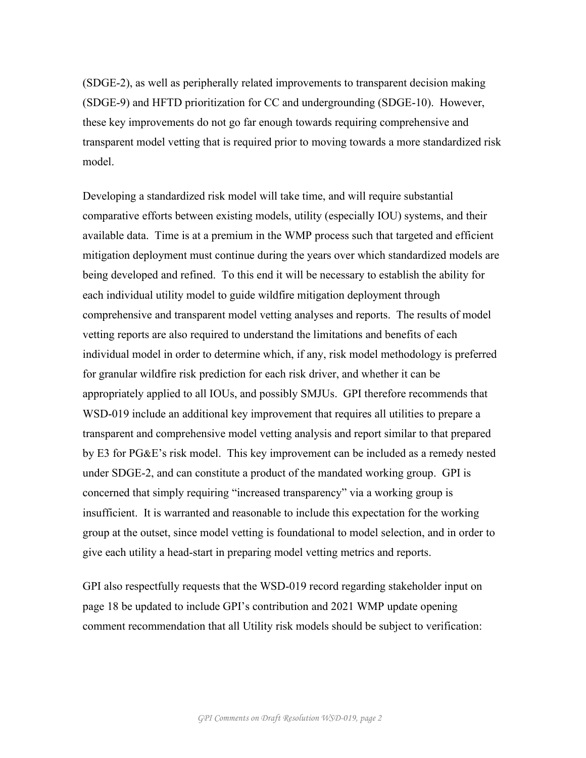(SDGE-2), as well as peripherally related improvements to transparent decision making (SDGE-9) and HFTD prioritization for CC and undergrounding (SDGE-10). However, these key improvements do not go far enough towards requiring comprehensive and transparent model vetting that is required prior to moving towards a more standardized risk model.

Developing a standardized risk model will take time, and will require substantial comparative efforts between existing models, utility (especially IOU) systems, and their available data. Time is at a premium in the WMP process such that targeted and efficient mitigation deployment must continue during the years over which standardized models are being developed and refined. To this end it will be necessary to establish the ability for each individual utility model to guide wildfire mitigation deployment through comprehensive and transparent model vetting analyses and reports. The results of model vetting reports are also required to understand the limitations and benefits of each individual model in order to determine which, if any, risk model methodology is preferred for granular wildfire risk prediction for each risk driver, and whether it can be appropriately applied to all IOUs, and possibly SMJUs. GPI therefore recommends that WSD-019 include an additional key improvement that requires all utilities to prepare a transparent and comprehensive model vetting analysis and report similar to that prepared by E3 for PG&E's risk model. This key improvement can be included as a remedy nested under SDGE-2, and can constitute a product of the mandated working group. GPI is concerned that simply requiring "increased transparency" via a working group is insufficient. It is warranted and reasonable to include this expectation for the working group at the outset, since model vetting is foundational to model selection, and in order to give each utility a head-start in preparing model vetting metrics and reports.

GPI also respectfully requests that the WSD-019 record regarding stakeholder input on page 18 be updated to include GPI's contribution and 2021 WMP update opening comment recommendation that all Utility risk models should be subject to verification: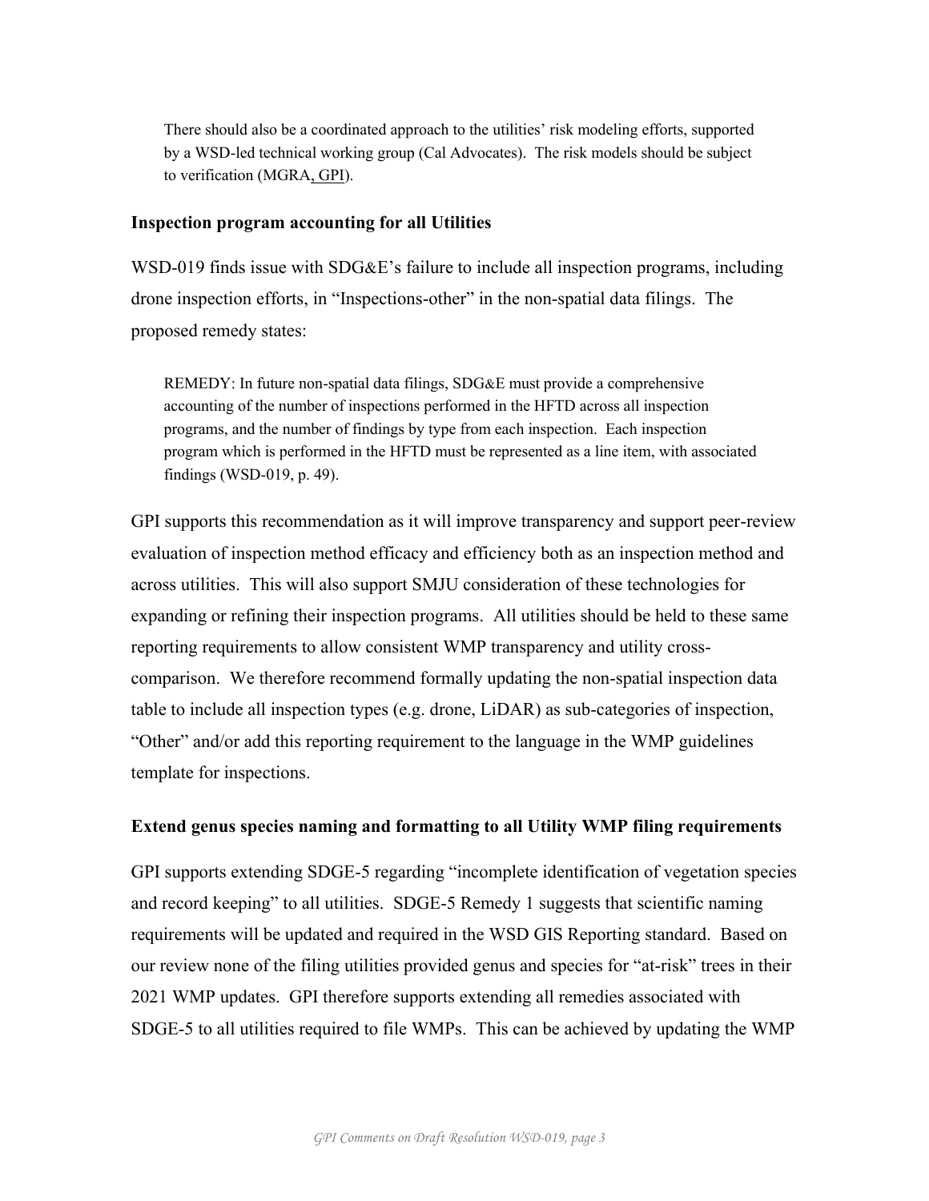There should also be a coordinated approach to the utilities' risk modeling efforts, supported by a WSD-led technical working group (Cal Advocates). The risk models should be subject to verification (MGRA, GPI).

**Inspection program accounting for all Utilities**

WSD-019 finds issue with SDG&E's failure to include all inspection programs, including drone inspection efforts, in "Inspections-other" in the non-spatial data filings. The proposed remedy states:

> REMEDY: In future non-spatial data filings, SDG&E must provide a comprehensive accounting of the number of inspections performed in the HFTD across all inspection programs, and the number of findings by type from each inspection. Each inspection program which is performed in the HFTD must be represented as a line item, with associated findings (WSD-019, p. 49).

GPI supports this recommendation as it will improve transparency and support peer-review evaluation of inspection method efficacy and efficiency both as an inspection method and across utilities. This will also support SMJU consideration of these technologies for expanding or refining their inspection programs. All utilities should be held to these same reporting requirements to allow consistent WMP transparency and utility cross-comparison. We therefore recommend formally updating the non-spatial inspection data table to include all inspection types (e.g. drone, LiDAR) as sub-categories of inspection, "Other" and/or add this reporting requirement to the language in the WMP guidelines template for inspections.

**Extend genus species naming and formatting to all Utility WMP filing requirements**

GPI supports extending SDGE-5 regarding "incomplete identification of vegetation species and record keeping" to all utilities. SDGE-5 Remedy 1 suggests that scientific naming requirements will be updated and required in the WSD GIS Reporting standard. Based on our review none of the filing utilities provided genus and species for "at-risk" trees in their 2021 WMP updates. GPI therefore supports extending all remedies associated with SDGE-5 to all utilities required to file WMPs. This can be achieved by updating the WMP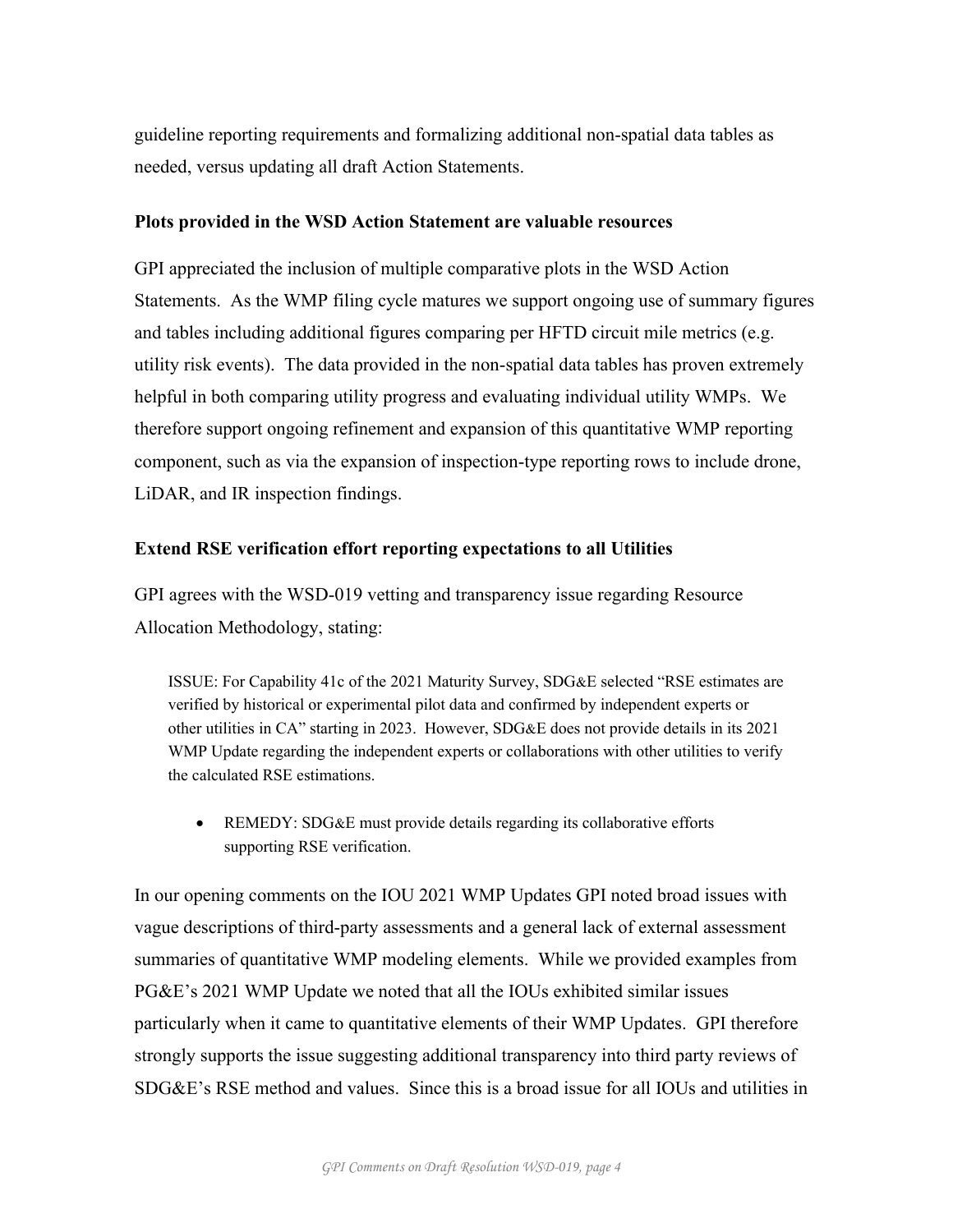guideline reporting requirements and formalizing additional non-spatial data tables as needed, versus updating all draft Action Statements.

**Plots provided in the WSD Action Statement are valuable resources**

GPI appreciated the inclusion of multiple comparative plots in the WSD Action Statements. As the WMP filing cycle matures we support ongoing use of summary figures and tables including additional figures comparing per HFTD circuit mile metrics (e.g. utility risk events). The data provided in the non-spatial data tables has proven extremely helpful in both comparing utility progress and evaluating individual utility WMPs. We therefore support ongoing refinement and expansion of this quantitative WMP reporting component, such as via the expansion of inspection-type reporting rows to include drone, LiDAR, and IR inspection findings.

**Extend RSE verification effort reporting expectations to all Utilities**

GPI agrees with the WSD-019 vetting and transparency issue regarding Resource Allocation Methodology, stating:

> ISSUE: For Capability 41c of the 2021 Maturity Survey, SDG&E selected "RSE estimates are verified by historical or experimental pilot data and confirmed by independent experts or other utilities in CA" starting in 2023. However, SDG&E does not provide details in its 2021 WMP Update regarding the independent experts or collaborations with other utilities to verify the calculated RSE estimations.
>
> - REMEDY: SDG&E must provide details regarding its collaborative efforts supporting RSE verification.

In our opening comments on the IOU 2021 WMP Updates GPI noted broad issues with vague descriptions of third-party assessments and a general lack of external assessment summaries of quantitative WMP modeling elements. While we provided examples from PG&E's 2021 WMP Update we noted that all the IOUs exhibited similar issues particularly when it came to quantitative elements of their WMP Updates. GPI therefore strongly supports the issue suggesting additional transparency into third party reviews of SDG&E's RSE method and values. Since this is a broad issue for all IOUs and utilities in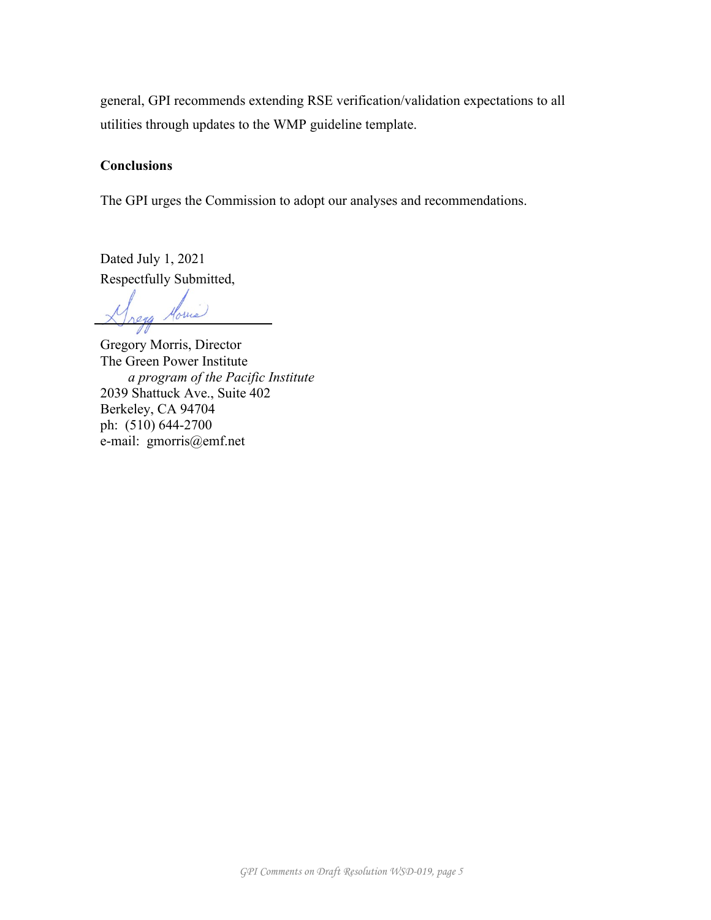general, GPI recommends extending RSE verification/validation expectations to all utilities through updates to the WMP guideline template.

**Conclusions**

The GPI urges the Commission to adopt our analyses and recommendations.

Dated July 1, 2021
Respectfully Submitted,

Gregory Morris, Director
The Green Power Institute
*a program of the Pacific Institute*
2039 Shattuck Ave., Suite 402
Berkeley, CA 94704
ph: (510) 644-2700
e-mail: gmorris@emf.net